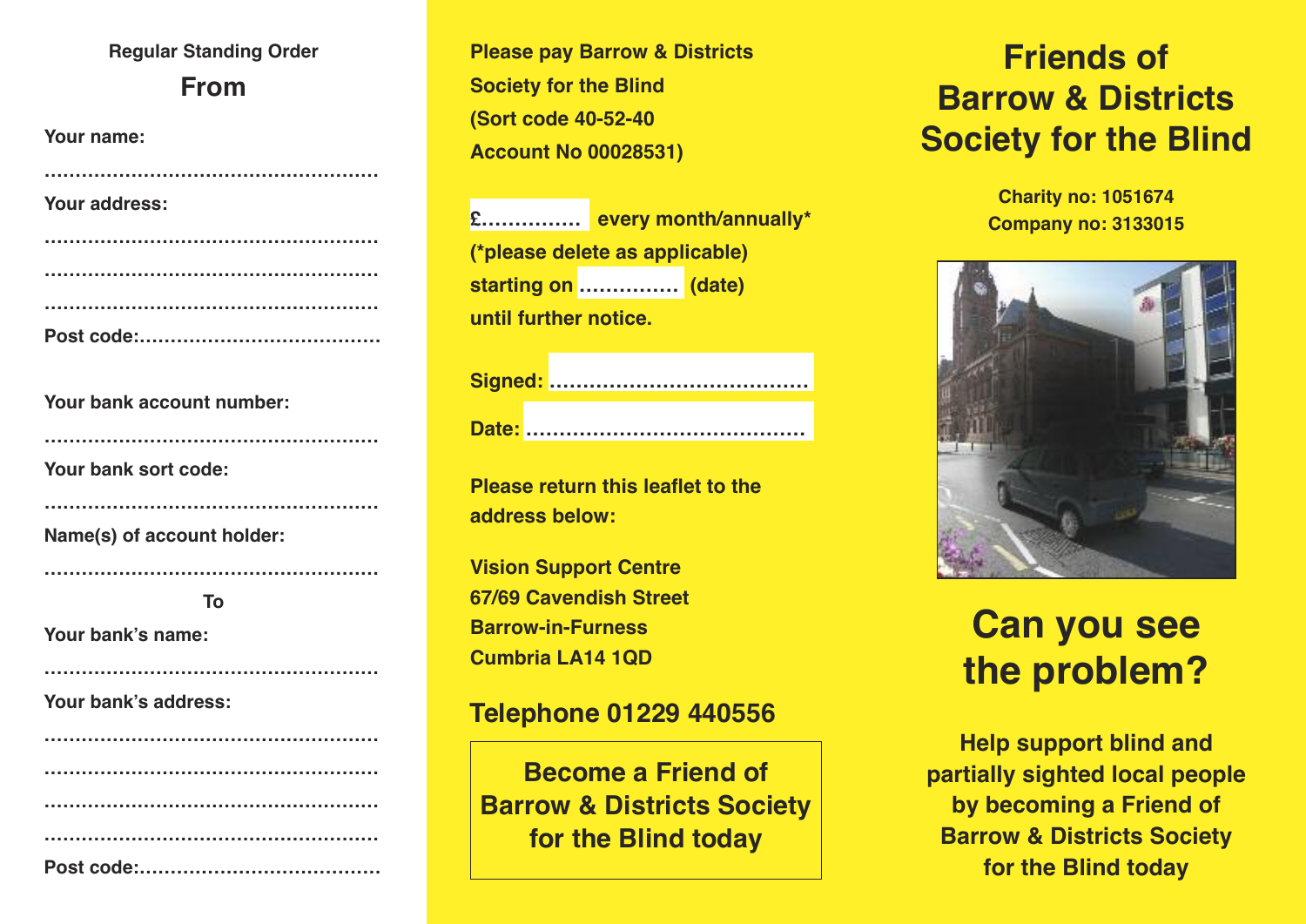**Regular Standing Order**

## From

**Your name:**

.......................................................

**Your address:**

.......................................................

.......................................................

.......................................................

**Post code:**......................................

**Your bank account number:**

.......................................................

**Your bank sort code:**

.......................................................

**Name(s) of account holder:**

.......................................................

**To**

**Your bank's name:**

.......................................................

**Your bank's address:**

.......................................................

.......................................................

.......................................................

.......................................................

**Post code:**......................................

**Please pay Barrow & Districts Society for the Blind (Sort code 40-52-40 Account No 00028531)**

**£............... every month/annually\***
**(\*please delete as applicable)**
**starting on ............... (date)**
**until further notice.**

**Signed:** ......................................

**Date:** ..........................................

**Please return this leaflet to the address below:**

**Vision Support Centre**
**67/69 Cavendish Street**
**Barrow-in-Furness**
**Cumbria LA14 1QD**

## Telephone 01229 440556

**Become a Friend of Barrow & Districts Society for the Blind today**

# Friends of Barrow & Districts Society for the Blind

**Charity no: 1051674**
**Company no: 3133015**

# Can you see the problem?

**Help support blind and partially sighted local people by becoming a Friend of Barrow & Districts Society for the Blind today**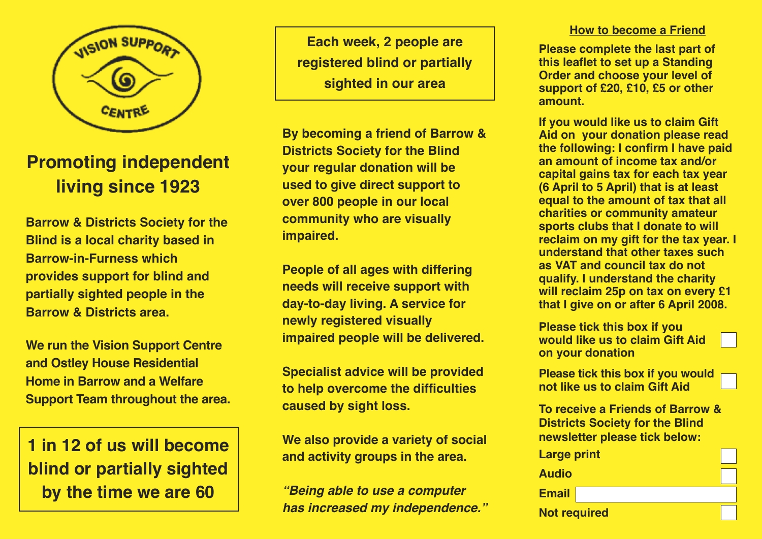VISION SUPPORT CENTRE

## Promoting independent living since 1923

**Barrow & Districts Society for the Blind is a local charity based in Barrow-in-Furness which provides support for blind and partially sighted people in the Barrow & Districts area.**

**We run the Vision Support Centre and Ostley House Residential Home in Barrow and a Welfare Support Team throughout the area.**

**1 in 12 of us will become blind or partially sighted by the time we are 60**

**Each week, 2 people are registered blind or partially sighted in our area**

**By becoming a friend of Barrow & Districts Society for the Blind your regular donation will be used to give direct support to over 800 people in our local community who are visually impaired.**

**People of all ages with differing needs will receive support with day-to-day living. A service for newly registered visually impaired people will be delivered.**

**Specialist advice will be provided to help overcome the difficulties caused by sight loss.**

**We also provide a variety of social and activity groups in the area.**

***"Being able to use a computer has increased my independence."***

### How to become a Friend

**Please complete the last part of this leaflet to set up a Standing Order and choose your level of support of £20, £10, £5 or other amount.**

**If you would like us to claim Gift Aid on your donation please read the following: I confirm I have paid an amount of income tax and/or capital gains tax for each tax year (6 April to 5 April) that is at least equal to the amount of tax that all charities or community amateur sports clubs that I donate to will reclaim on my gift for the tax year. I understand that other taxes such as VAT and council tax do not qualify. I understand the charity will reclaim 25p on tax on every £1 that I give on or after 6 April 2008.**

**Please tick this box if you would like us to claim Gift Aid on your donation** ☐

**Please tick this box if you would not like us to claim Gift Aid** ☐

**To receive a Friends of Barrow & Districts Society for the Blind newsletter please tick below:**

**Large print** ☐

**Audio** ☐

**Email** ______________________

**Not required** ☐